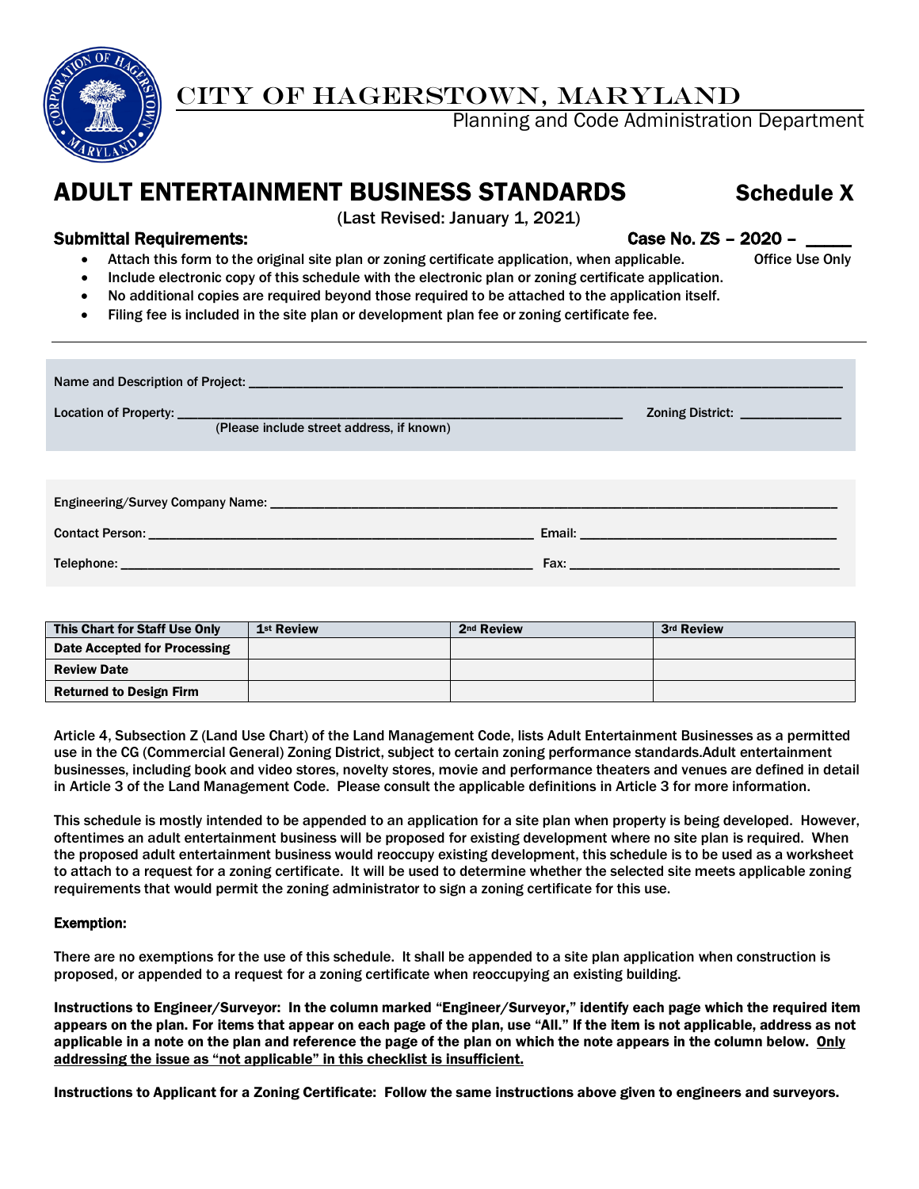# CITY OF HAGERSTOWN, MARYLAND

Planning and Code Administration Department

## ADULT ENTERTAINMENT BUSINESS STANDARDS — Schedule X

(Last Revised: January 1, 2021)

**Submittal Requirements:**

**Case No. ZS – 2020 – \_\_\_\_\_**
Office Use Only

- Attach this form to the original site plan or zoning certificate application, when applicable.
- Include electronic copy of this schedule with the electronic plan or zoning certificate application.
- No additional copies are required beyond those required to be attached to the application itself.
- Filing fee is included in the site plan or development plan fee or zoning certificate fee.

---

Name and Description of Project: \_\_\_\_\_\_\_\_\_\_\_\_\_\_\_\_\_\_\_\_\_\_\_\_\_\_\_\_\_\_\_\_\_\_\_\_\_\_\_\_

Location of Property: \_\_\_\_\_\_\_\_\_\_\_\_\_\_\_\_\_\_\_\_\_\_\_\_\_\_\_\_\_\_\_\_\_\_ Zoning District: \_\_\_\_\_\_\_\_\_\_\_\_
(Please include street address, if known)

Engineering/Survey Company Name: \_\_\_\_\_\_\_\_\_\_\_\_\_\_\_\_\_\_\_\_\_\_\_\_\_\_\_\_\_\_\_\_\_\_\_\_\_\_\_\_

Contact Person: \_\_\_\_\_\_\_\_\_\_\_\_\_\_\_\_\_\_\_\_\_\_\_\_\_\_\_\_ Email: \_\_\_\_\_\_\_\_\_\_\_\_\_\_\_\_\_\_\_\_

Telephone: \_\_\_\_\_\_\_\_\_\_\_\_\_\_\_\_\_\_\_\_\_\_\_\_\_\_\_\_ Fax: \_\_\_\_\_\_\_\_\_\_\_\_\_\_\_\_\_\_\_\_

| This Chart for Staff Use Only | 1st Review | 2nd Review | 3rd Review |
|---|---|---|---|
| Date Accepted for Processing | | | |
| Review Date | | | |
| Returned to Design Firm | | | |

Article 4, Subsection Z (Land Use Chart) of the Land Management Code, lists Adult Entertainment Businesses as a permitted use in the CG (Commercial General) Zoning District, subject to certain zoning performance standards.Adult entertainment businesses, including book and video stores, novelty stores, movie and performance theaters and venues are defined in detail in Article 3 of the Land Management Code. Please consult the applicable definitions in Article 3 for more information.

This schedule is mostly intended to be appended to an application for a site plan when property is being developed. However, oftentimes an adult entertainment business will be proposed for existing development where no site plan is required. When the proposed adult entertainment business would reoccupy existing development, this schedule is to be used as a worksheet to attach to a request for a zoning certificate. It will be used to determine whether the selected site meets applicable zoning requirements that would permit the zoning administrator to sign a zoning certificate for this use.

**Exemption:**

There are no exemptions for the use of this schedule. It shall be appended to a site plan application when construction is proposed, or appended to a request for a zoning certificate when reoccupying an existing building.

**Instructions to Engineer/Surveyor: In the column marked "Engineer/Surveyor," identify each page which the required item appears on the plan. For items that appear on each page of the plan, use "All." If the item is not applicable, address as not applicable in a note on the plan and reference the page of the plan on which the note appears in the column below. <u>Only addressing the issue as "not applicable" in this checklist is insufficient.</u>**

**Instructions to Applicant for a Zoning Certificate: Follow the same instructions above given to engineers and surveyors.**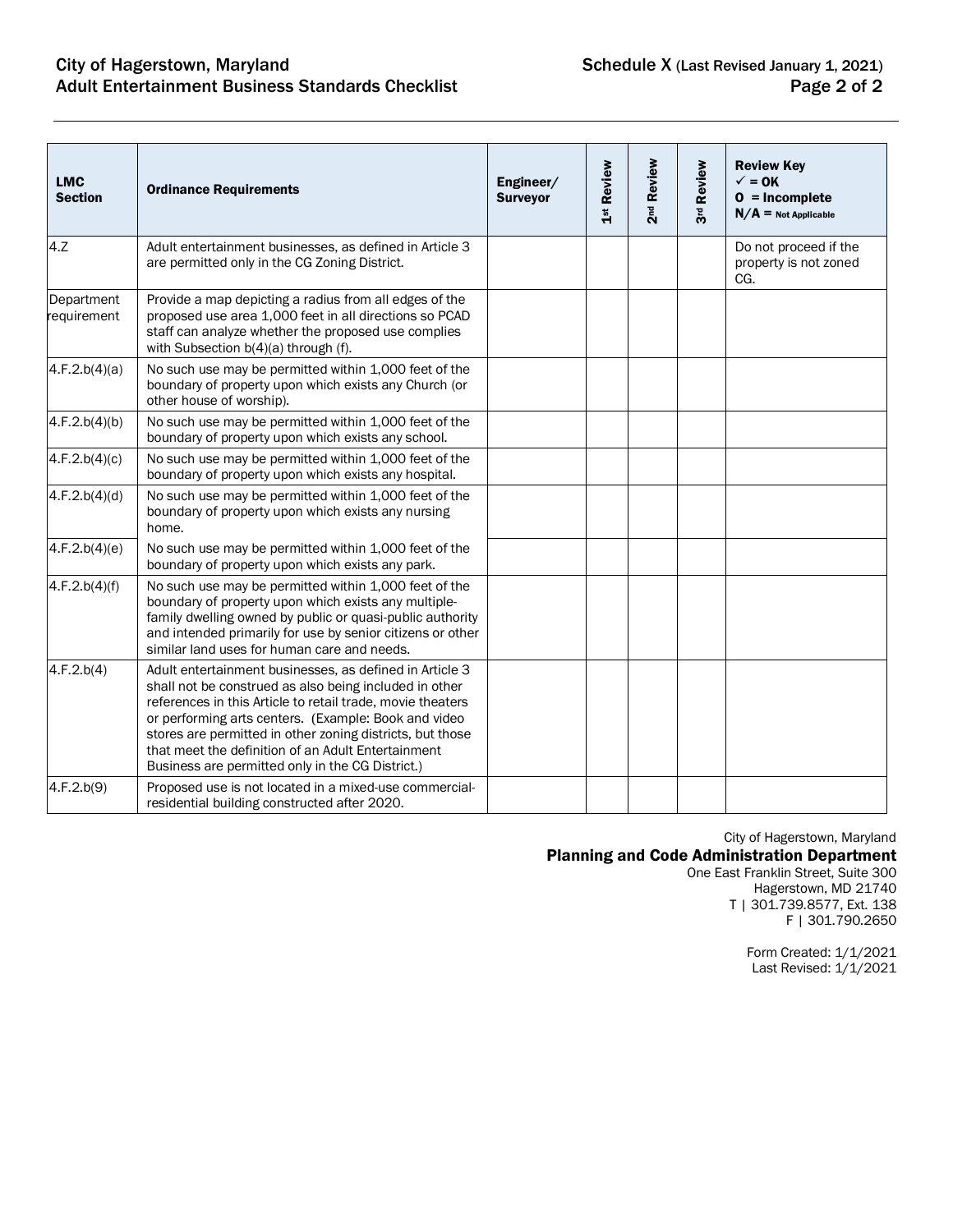| LMC Section | Ordinance Requirements | Engineer/ Surveyor | 1st Review | 2nd Review | 3rd Review | Review Key ✓ = OK O = Incomplete N/A = Not Applicable |
|---|---|---|---|---|---|---|
| 4.Z | Adult entertainment businesses, as defined in Article 3 are permitted only in the CG Zoning District. | | | | | Do not proceed if the property is not zoned CG. |
| Department requirement | Provide a map depicting a radius from all edges of the proposed use area 1,000 feet in all directions so PCAD staff can analyze whether the proposed use complies with Subsection b(4)(a) through (f). | | | | | |
| 4.F.2.b(4)(a) | No such use may be permitted within 1,000 feet of the boundary of property upon which exists any Church (or other house of worship). | | | | | |
| 4.F.2.b(4)(b) | No such use may be permitted within 1,000 feet of the boundary of property upon which exists any school. | | | | | |
| 4.F.2.b(4)(c) | No such use may be permitted within 1,000 feet of the boundary of property upon which exists any hospital. | | | | | |
| 4.F.2.b(4)(d) | No such use may be permitted within 1,000 feet of the boundary of property upon which exists any nursing home. | | | | | |
| 4.F.2.b(4)(e) | No such use may be permitted within 1,000 feet of the boundary of property upon which exists any park. | | | | | |
| 4.F.2.b(4)(f) | No such use may be permitted within 1,000 feet of the boundary of property upon which exists any multiple-family dwelling owned by public or quasi-public authority and intended primarily for use by senior citizens or other similar land uses for human care and needs. | | | | | |
| 4.F.2.b(4) | Adult entertainment businesses, as defined in Article 3 shall not be construed as also being included in other references in this Article to retail trade, movie theaters or performing arts centers. (Example: Book and video stores are permitted in other zoning districts, but those that meet the definition of an Adult Entertainment Business are permitted only in the CG District.) | | | | | |
| 4.F.2.b(9) | Proposed use is not located in a mixed-use commercial-residential building constructed after 2020. | | | | | |

City of Hagerstown, Maryland

**Planning and Code Administration Department**

One East Franklin Street, Suite 300
Hagerstown, MD 21740
T | 301.739.8577, Ext. 138
F | 301.790.2650

Form Created: 1/1/2021
Last Revised: 1/1/2021